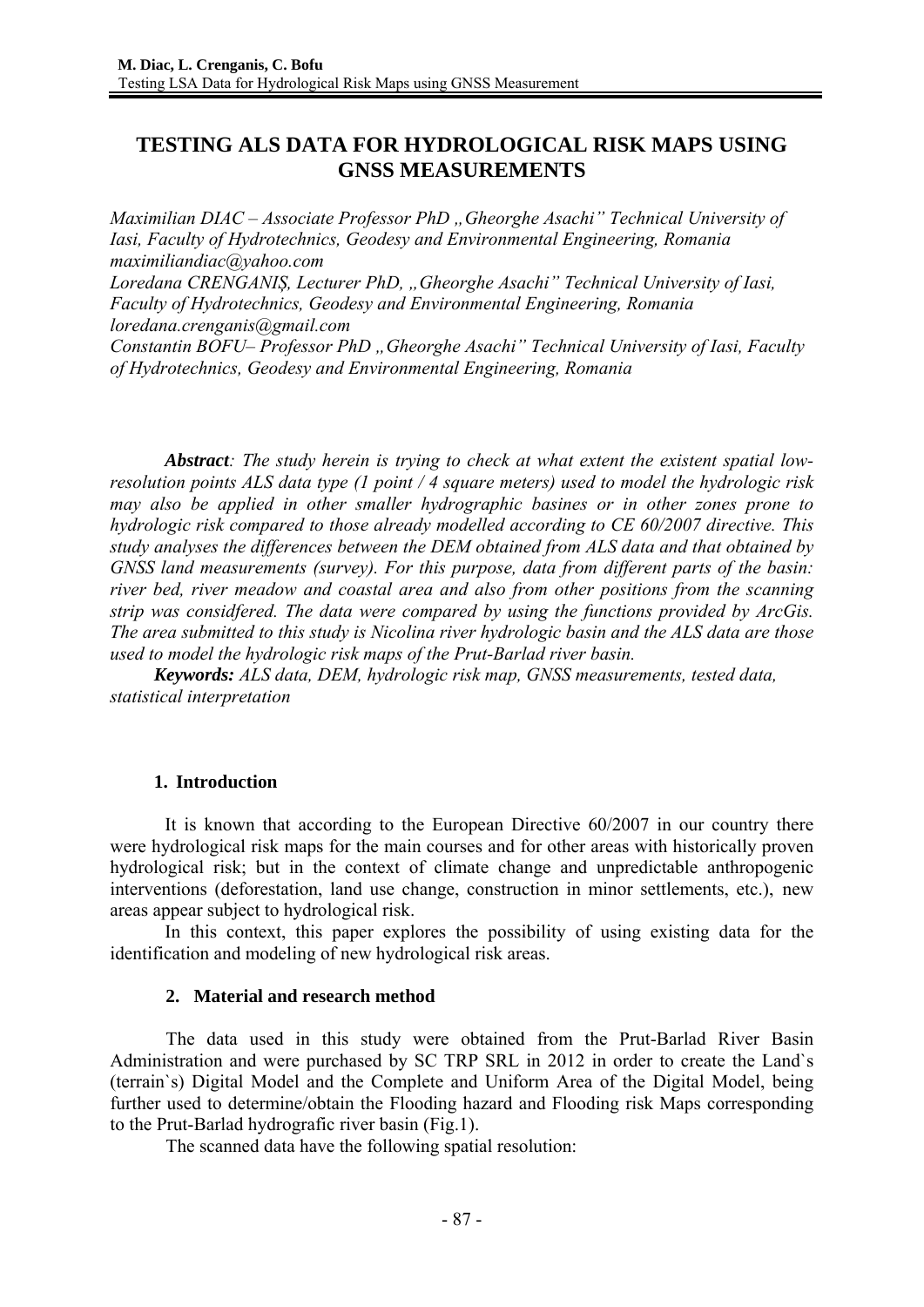# TESTING ALS DATA FOR HYDROLOGICAL RISK MAPS USING GNSS MEASUREMENTS

*Maximilian DIAC – Associate Professor PhD „Gheorghe Asachi" Technical University of Iasi, Faculty of Hydrotechnics, Geodesy and Environmental Engineering, Romania maximiliandiac@yahoo.com*
*Loredana CRENGANIȘ, Lecturer PhD, „Gheorghe Asachi" Technical University of Iasi, Faculty of Hydrotechnics, Geodesy and Environmental Engineering, Romania loredana.crenganis@gmail.com*
*Constantin BOFU– Professor PhD „Gheorghe Asachi" Technical University of Iasi, Faculty of Hydrotechnics, Geodesy and Environmental Engineering, Romania*

***Abstract**: The study herein is trying to check at what extent the existent spatial low-resolution points ALS data type (1 point / 4 square meters) used to model the hydrologic risk may also be applied in other smaller hydrographic basines or in other zones prone to hydrologic risk compared to those already modelled according to CE 60/2007 directive. This study analyses the differences between the DEM obtained from ALS data and that obtained by GNSS land measurements (survey). For this purpose, data from different parts of the basin: river bed, river meadow and coastal area and also from other positions from the scanning strip was considfered. The data were compared by using the functions provided by ArcGis. The area submitted to this study is Nicolina river hydrologic basin and the ALS data are those used to model the hydrologic risk maps of the Prut-Barlad river basin.*

***Keywords:** ALS data, DEM, hydrologic risk map, GNSS measurements, tested data, statistical interpretation*

## 1. Introduction

It is known that according to the European Directive 60/2007 in our country there were hydrological risk maps for the main courses and for other areas with historically proven hydrological risk; but in the context of climate change and unpredictable anthropogenic interventions (deforestation, land use change, construction in minor settlements, etc.), new areas appear subject to hydrological risk.

In this context, this paper explores the possibility of using existing data for the identification and modeling of new hydrological risk areas.

## 2. Material and research method

The data used in this study were obtained from the Prut-Barlad River Basin Administration and were purchased by SC TRP SRL in 2012 in order to create the Land`s (terrain`s) Digital Model and the Complete and Uniform Area of the Digital Model, being further used to determine/obtain the Flooding hazard and Flooding risk Maps corresponding to the Prut-Barlad hydrografic river basin (Fig.1).

The scanned data have the following spatial resolution: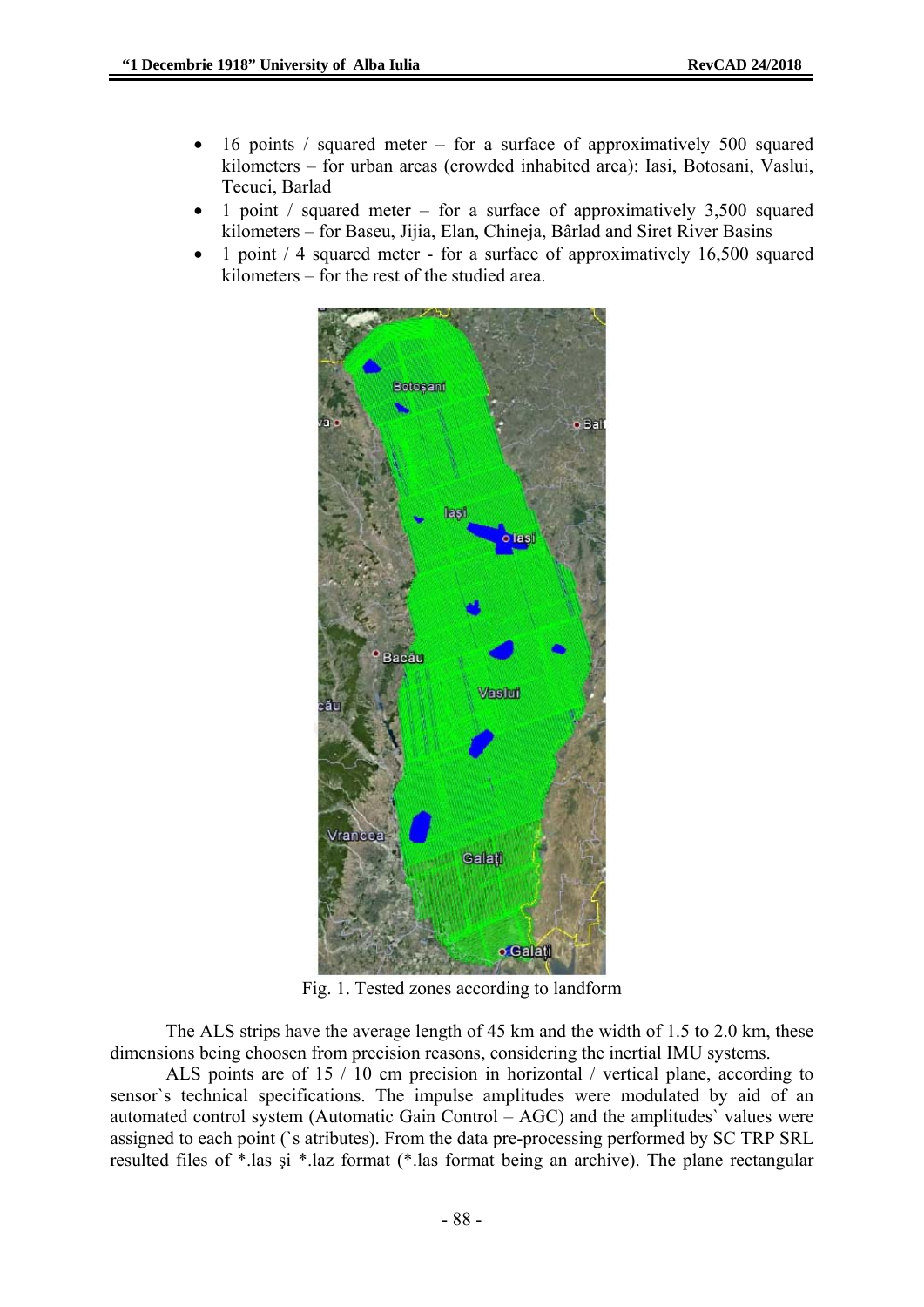- 16 points / squared meter – for a surface of approximatively 500 squared kilometers – for urban areas (crowded inhabited area): Iasi, Botosani, Vaslui, Tecuci, Barlad
- 1 point / squared meter – for a surface of approximatively 3,500 squared kilometers – for Baseu, Jijia, Elan, Chineja, Bârlad and Siret River Basins
- 1 point / 4 squared meter - for a surface of approximatively 16,500 squared kilometers – for the rest of the studied area.

Fig. 1. Tested zones according to landform

The ALS strips have the average length of 45 km and the width of 1.5 to 2.0 km, these dimensions being choosen from precision reasons, considering the inertial IMU systems.

ALS points are of 15 / 10 cm precision in horizontal / vertical plane, according to sensor`s technical specifications. The impulse amplitudes were modulated by aid of an automated control system (Automatic Gain Control – AGC) and the amplitudes` values were assigned to each point (`s atributes). From the data pre-processing performed by SC TRP SRL resulted files of *.las şi *.laz format (*.las format being an archive). The plane rectangular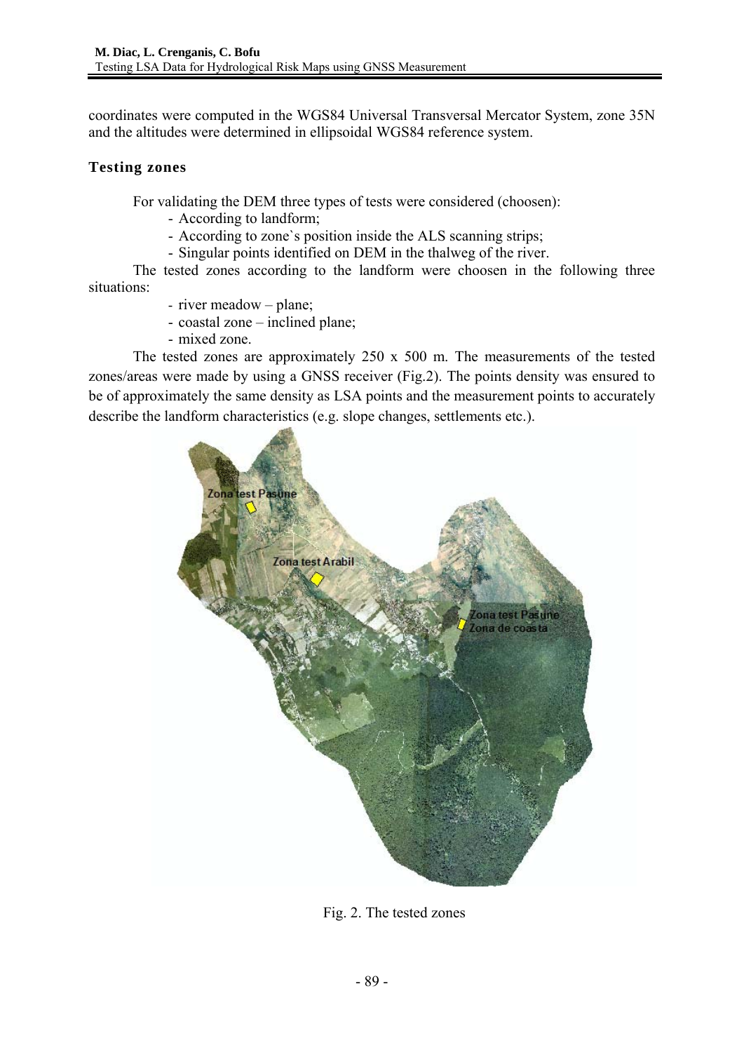coordinates were computed in the WGS84 Universal Transversal Mercator System, zone 35N and the altitudes were determined in ellipsoidal WGS84 reference system.

## Testing zones

For validating the DEM three types of tests were considered (choosen):

- According to landform;
- According to zone`s position inside the ALS scanning strips;
- Singular points identified on DEM in the thalweg of the river.

The tested zones according to the landform were choosen in the following three situations:

- river meadow – plane;
- coastal zone – inclined plane;
- mixed zone.

The tested zones are approximately 250 x 500 m. The measurements of the tested zones/areas were made by using a GNSS receiver (Fig.2). The points density was ensured to be of approximately the same density as LSA points and the measurement points to accurately describe the landform characteristics (e.g. slope changes, settlements etc.).

Fig. 2. The tested zones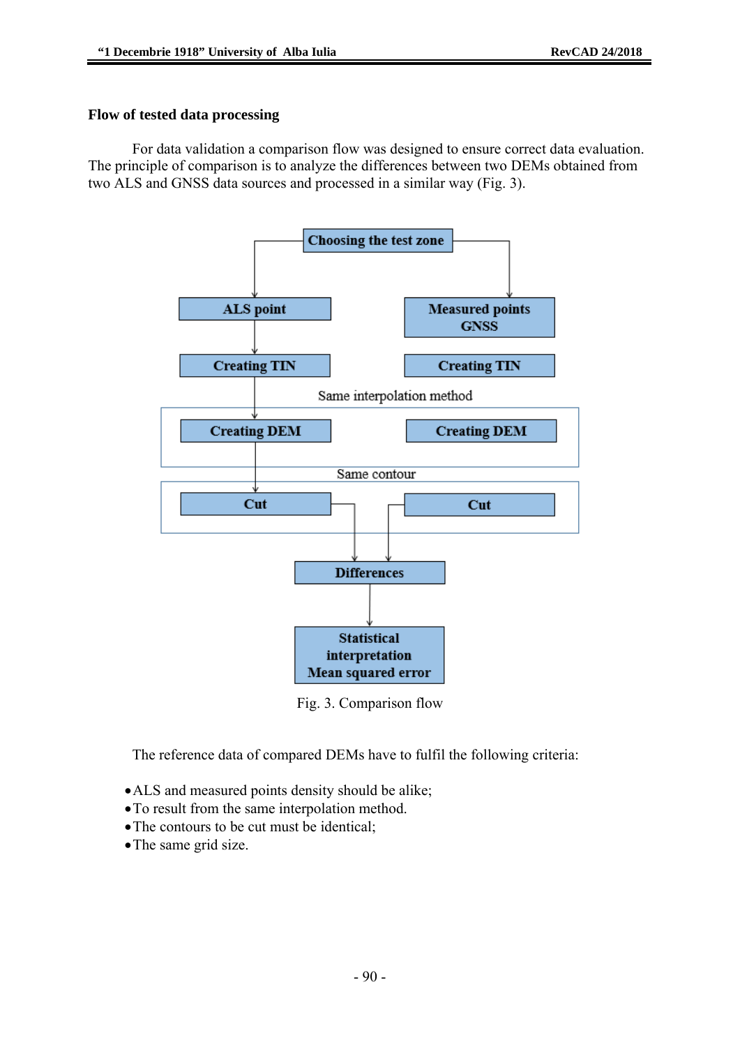### Flow of tested data processing

For data validation a comparison flow was designed to ensure correct data evaluation. The principle of comparison is to analyze the differences between two DEMs obtained from two ALS and GNSS data sources and processed in a similar way (Fig. 3).

Fig. 3. Comparison flow

The reference data of compared DEMs have to fulfil the following criteria:

- ALS and measured points density should be alike;
- To result from the same interpolation method.
- The contours to be cut must be identical;
- The same grid size.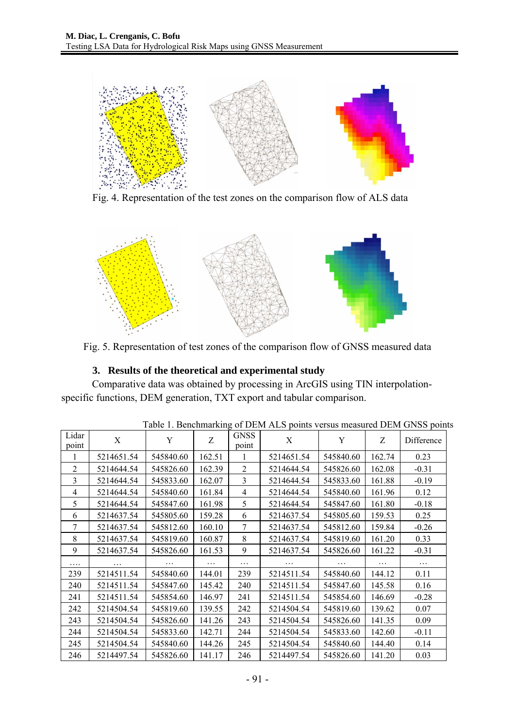Fig. 4. Representation of the test zones on the comparison flow of ALS data

Fig. 5. Representation of test zones of the comparison flow of GNSS measured data

## 3. Results of the theoretical and experimental study

Comparative data was obtained by processing in ArcGIS using TIN interpolation-specific functions, DEM generation, TXT export and tabular comparison.

Table 1. Benchmarking of DEM ALS points versus measured DEM GNSS points

| Lidar point | X | Y | Z | GNSS point | X | Y | Z | Difference |
|---|---|---|---|---|---|---|---|---|
| 1 | 5214651.54 | 545840.60 | 162.51 | 1 | 5214651.54 | 545840.60 | 162.74 | 0.23 |
| 2 | 5214644.54 | 545826.60 | 162.39 | 2 | 5214644.54 | 545826.60 | 162.08 | -0.31 |
| 3 | 5214644.54 | 545833.60 | 162.07 | 3 | 5214644.54 | 545833.60 | 161.88 | -0.19 |
| 4 | 5214644.54 | 545840.60 | 161.84 | 4 | 5214644.54 | 545840.60 | 161.96 | 0.12 |
| 5 | 5214644.54 | 545847.60 | 161.98 | 5 | 5214644.54 | 545847.60 | 161.80 | -0.18 |
| 6 | 5214637.54 | 545805.60 | 159.28 | 6 | 5214637.54 | 545805.60 | 159.53 | 0.25 |
| 7 | 5214637.54 | 545812.60 | 160.10 | 7 | 5214637.54 | 545812.60 | 159.84 | -0.26 |
| 8 | 5214637.54 | 545819.60 | 160.87 | 8 | 5214637.54 | 545819.60 | 161.20 | 0.33 |
| 9 | 5214637.54 | 545826.60 | 161.53 | 9 | 5214637.54 | 545826.60 | 161.22 | -0.31 |
| …. | … | … | … | … | … | … | … | … |
| 239 | 5214511.54 | 545840.60 | 144.01 | 239 | 5214511.54 | 545840.60 | 144.12 | 0.11 |
| 240 | 5214511.54 | 545847.60 | 145.42 | 240 | 5214511.54 | 545847.60 | 145.58 | 0.16 |
| 241 | 5214511.54 | 545854.60 | 146.97 | 241 | 5214511.54 | 545854.60 | 146.69 | -0.28 |
| 242 | 5214504.54 | 545819.60 | 139.55 | 242 | 5214504.54 | 545819.60 | 139.62 | 0.07 |
| 243 | 5214504.54 | 545826.60 | 141.26 | 243 | 5214504.54 | 545826.60 | 141.35 | 0.09 |
| 244 | 5214504.54 | 545833.60 | 142.71 | 244 | 5214504.54 | 545833.60 | 142.60 | -0.11 |
| 245 | 5214504.54 | 545840.60 | 144.26 | 245 | 5214504.54 | 545840.60 | 144.40 | 0.14 |
| 246 | 5214497.54 | 545826.60 | 141.17 | 246 | 5214497.54 | 545826.60 | 141.20 | 0.03 |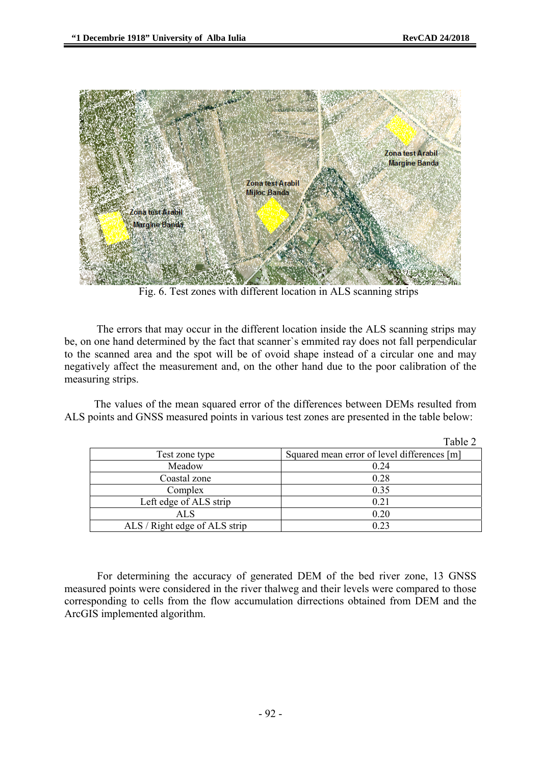Fig. 6. Test zones with different location in ALS scanning strips

The errors that may occur in the different location inside the ALS scanning strips may be, on one hand determined by the fact that scanner`s emmited ray does not fall perpendicular to the scanned area and the spot will be of ovoid shape instead of a circular one and may negatively affect the measurement and, on the other hand due to the poor calibration of the measuring strips.

The values of the mean squared error of the differences between DEMs resulted from ALS points and GNSS measured points in various test zones are presented in the table below:

Table 2

| Test zone type | Squared mean error of level differences [m] |
| --- | --- |
| Meadow | 0.24 |
| Coastal zone | 0.28 |
| Complex | 0.35 |
| Left edge of ALS strip | 0.21 |
| ALS | 0.20 |
| ALS / Right edge of ALS strip | 0.23 |

For determining the accuracy of generated DEM of the bed river zone, 13 GNSS measured points were considered in the river thalweg and their levels were compared to those corresponding to cells from the flow accumulation dirrections obtained from DEM and the ArcGIS implemented algorithm.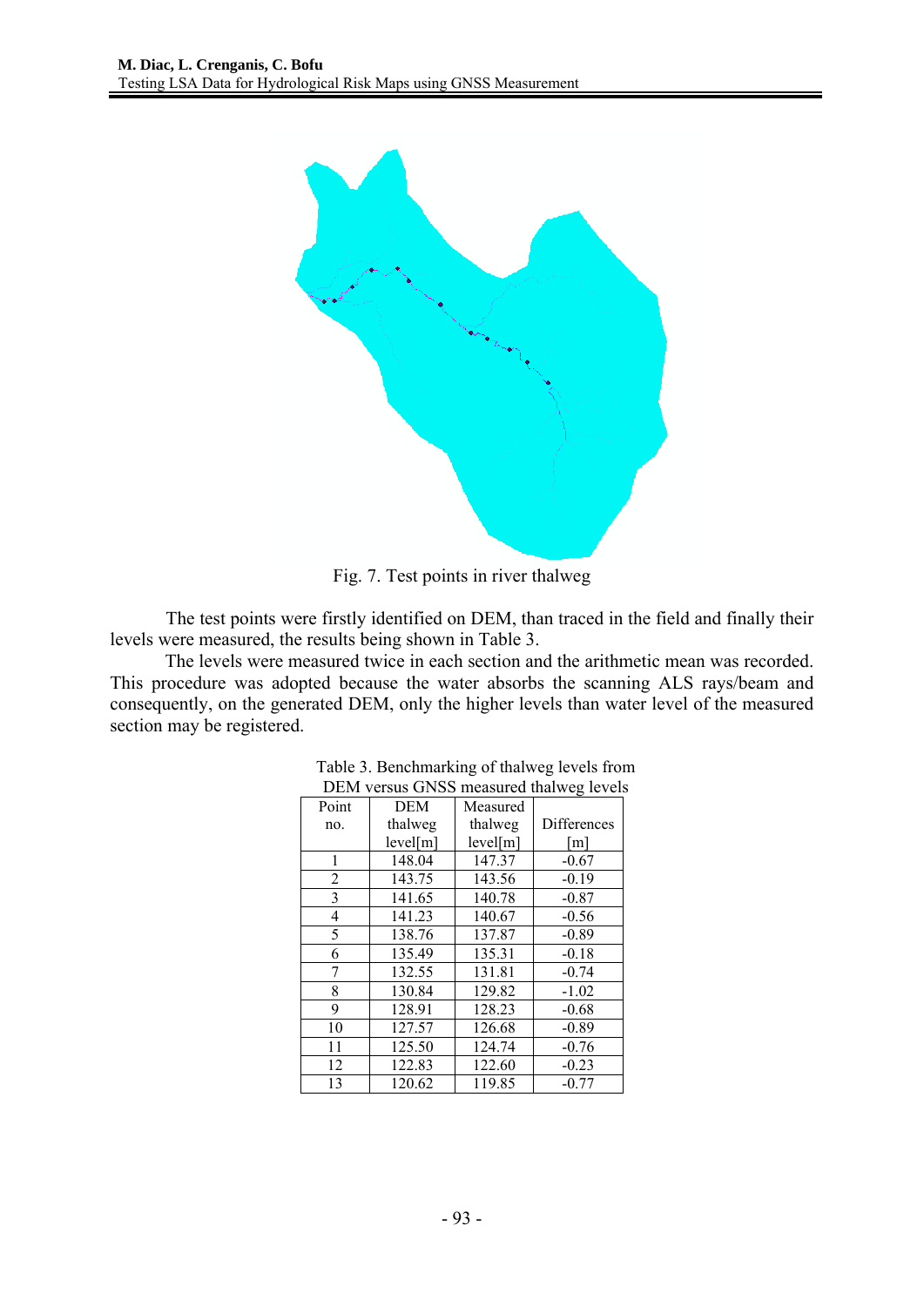Fig. 7. Test points in river thalweg

The test points were firstly identified on DEM, than traced in the field and finally their levels were measured, the results being shown in Table 3.

The levels were measured twice in each section and the arithmetic mean was recorded. This procedure was adopted because the water absorbs the scanning ALS rays/beam and consequently, on the generated DEM, only the higher levels than water level of the measured section may be registered.

Table 3. Benchmarking of thalweg levels from DEM versus GNSS measured thalweg levels

| Point no. | DEM thalweg level[m] | Measured thalweg level[m] | Differences [m] |
|---|---|---|---|
| 1 | 148.04 | 147.37 | -0.67 |
| 2 | 143.75 | 143.56 | -0.19 |
| 3 | 141.65 | 140.78 | -0.87 |
| 4 | 141.23 | 140.67 | -0.56 |
| 5 | 138.76 | 137.87 | -0.89 |
| 6 | 135.49 | 135.31 | -0.18 |
| 7 | 132.55 | 131.81 | -0.74 |
| 8 | 130.84 | 129.82 | -1.02 |
| 9 | 128.91 | 128.23 | -0.68 |
| 10 | 127.57 | 126.68 | -0.89 |
| 11 | 125.50 | 124.74 | -0.76 |
| 12 | 122.83 | 122.60 | -0.23 |
| 13 | 120.62 | 119.85 | -0.77 |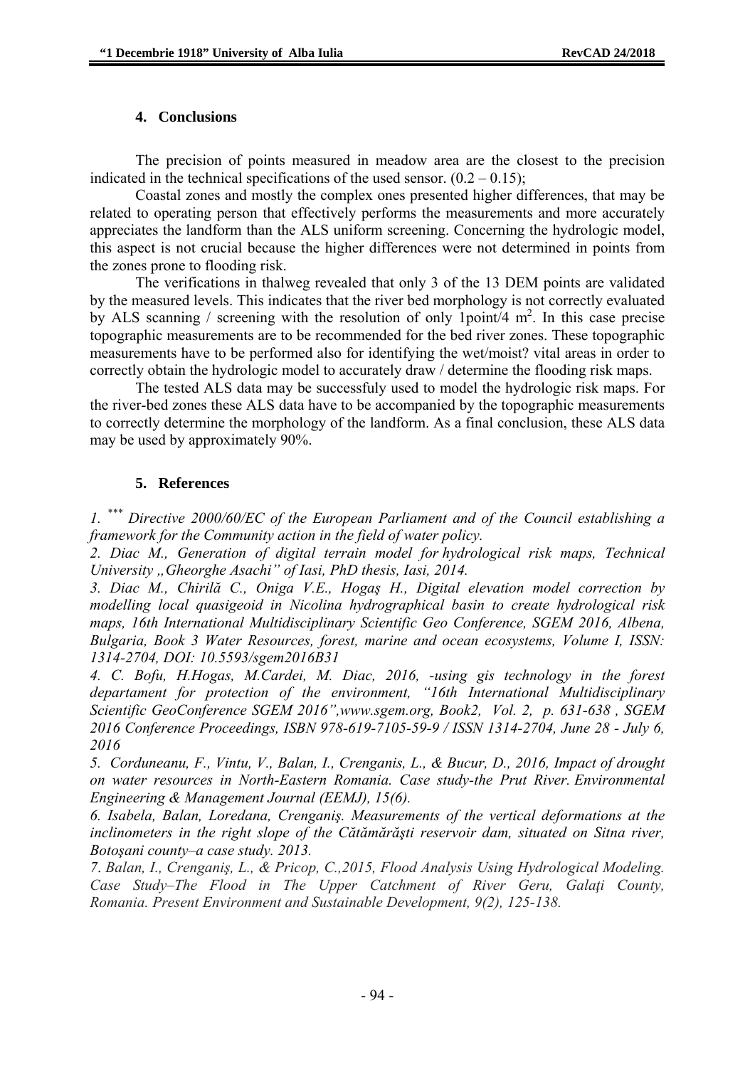## 4. Conclusions

The precision of points measured in meadow area are the closest to the precision indicated in the technical specifications of the used sensor. (0.2 – 0.15);

Coastal zones and mostly the complex ones presented higher differences, that may be related to operating person that effectively performs the measurements and more accurately appreciates the landform than the ALS uniform screening. Concerning the hydrologic model, this aspect is not crucial because the higher differences were not determined in points from the zones prone to flooding risk.

The verifications in thalweg revealed that only 3 of the 13 DEM points are validated by the measured levels. This indicates that the river bed morphology is not correctly evaluated by ALS scanning / screening with the resolution of only 1point/4 $m^2$. In this case precise topographic measurements are to be recommended for the bed river zones. These topographic measurements have to be performed also for identifying the wet/moist? vital areas in order to correctly obtain the hydrologic model to accurately draw / determine the flooding risk maps.

The tested ALS data may be successfuly used to model the hydrologic risk maps. For the river-bed zones these ALS data have to be accompanied by the topographic measurements to correctly determine the morphology of the landform. As a final conclusion, these ALS data may be used by approximately 90%.

## 5. References

*1. [\*\*\*] Directive 2000/60/EC of the European Parliament and of the Council establishing a framework for the Community action in the field of water policy.*

*2. Diac M., Generation of digital terrain model for hydrological risk maps, Technical University „Gheorghe Asachi" of Iasi, PhD thesis, Iasi, 2014.*

*3. Diac M., Chirilă C., Oniga V.E., Hogaş H., Digital elevation model correction by modelling local quasigeoid in Nicolina hydrographical basin to create hydrological risk maps, 16th International Multidisciplinary Scientific Geo Conference, SGEM 2016, Albena, Bulgaria, Book 3 Water Resources, forest, marine and ocean ecosystems, Volume I, ISSN: 1314-2704, DOI: 10.5593/sgem2016B31*

*4. C. Bofu, H.Hogas, M.Cardei, M. Diac, 2016, -using gis technology in the forest departament for protection of the environment, "16th International Multidisciplinary Scientific GeoConference SGEM 2016",www.sgem.org, Book2, Vol. 2, p. 631-638 , SGEM 2016 Conference Proceedings, ISBN 978-619-7105-59-9 / ISSN 1314-2704, June 28 - July 6, 2016*

*5. Corduneanu, F., Vintu, V., Balan, I., Crenganis, L., & Bucur, D., 2016, Impact of drought on water resources in North-Eastern Romania. Case study-the Prut River. Environmental Engineering & Management Journal (EEMJ), 15(6).*

*6. Isabela, Balan, Loredana, Crenganiş. Measurements of the vertical deformations at the inclinometers in the right slope of the Cătămărăşti reservoir dam, situated on Sitna river, Botoşani county–a case study. 2013.*

*7. Balan, I., Crenganiş, L., & Pricop, C.,2015, Flood Analysis Using Hydrological Modeling. Case Study–The Flood in The Upper Catchment of River Geru, Galaţi County, Romania. Present Environment and Sustainable Development, 9(2), 125-138.*